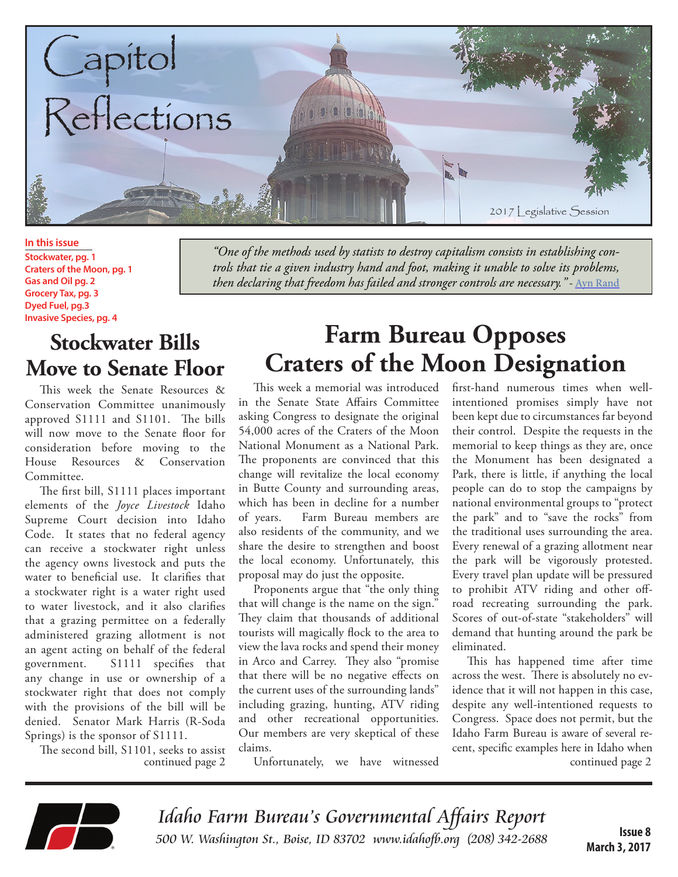# Capitol Reflections

2017 Legislative Session

**In this issue**
- Stockwater, pg. 1
- Craters of the Moon, pg. 1
- Gas and Oil pg. 2
- Grocery Tax, pg. 3
- Dyed Fuel, pg.3
- Invasive Species, pg. 4

*"One of the methods used by statists to destroy capitalism consists in establishing controls that tie a given industry hand and foot, making it unable to solve its problems, then declaring that freedom has failed and stronger controls are necessary." -* Ayn Rand

## Stockwater Bills Move to Senate Floor

This week the Senate Resources & Conservation Committee unanimously approved S1111 and S1101. The bills will now move to the Senate floor for consideration before moving to the House Resources & Conservation Committee.

The first bill, S1111 places important elements of the *Joyce Livestock* Idaho Supreme Court decision into Idaho Code. It states that no federal agency can receive a stockwater right unless the agency owns livestock and puts the water to beneficial use. It clarifies that a stockwater right is a water right used to water livestock, and it also clarifies that a grazing permittee on a federally administered grazing allotment is not an agent acting on behalf of the federal government. S1111 specifies that any change in use or ownership of a stockwater right that does not comply with the provisions of the bill will be denied. Senator Mark Harris (R-Soda Springs) is the sponsor of S1111.

The second bill, S1101, seeks to assist

continued page 2

## Farm Bureau Opposes Craters of the Moon Designation

This week a memorial was introduced in the Senate State Affairs Committee asking Congress to designate the original 54,000 acres of the Craters of the Moon National Monument as a National Park. The proponents are convinced that this change will revitalize the local economy in Butte County and surrounding areas, which has been in decline for a number of years. Farm Bureau members are also residents of the community, and we share the desire to strengthen and boost the local economy. Unfortunately, this proposal may do just the opposite.

Proponents argue that "the only thing that will change is the name on the sign." They claim that thousands of additional tourists will magically flock to the area to view the lava rocks and spend their money in Arco and Carrey. They also "promise that there will be no negative effects on the current uses of the surrounding lands" including grazing, hunting, ATV riding and other recreational opportunities. Our members are very skeptical of these claims.

Unfortunately, we have witnessed first-hand numerous times when well-intentioned promises simply have not been kept due to circumstances far beyond their control. Despite the requests in the memorial to keep things as they are, once the Monument has been designated a Park, there is little, if anything the local people can do to stop the campaigns by national environmental groups to "protect the park" and to "save the rocks" from the traditional uses surrounding the area. Every renewal of a grazing allotment near the park will be vigorously protested. Every travel plan update will be pressured to prohibit ATV riding and other off-road recreating surrounding the park. Scores of out-of-state "stakeholders" will demand that hunting around the park be eliminated.

This has happened time after time across the west. There is absolutely no evidence that it will not happen in this case, despite any well-intentioned requests to Congress. Space does not permit, but the Idaho Farm Bureau is aware of several recent, specific examples here in Idaho when

continued page 2

*Idaho Farm Bureau's Governmental Affairs Report*
*500 W. Washington St., Boise, ID 83702 www.idahofb.org (208) 342-2688*

Issue 8
March 3, 2017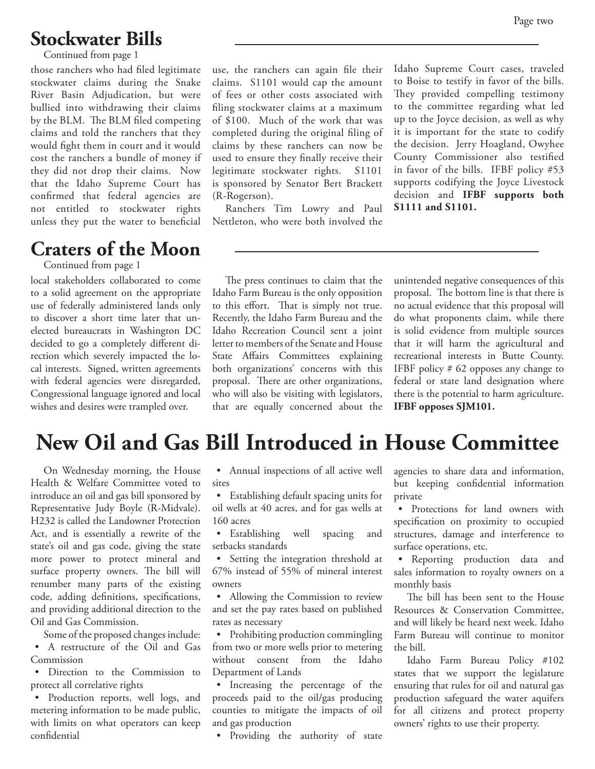## Stockwater Bills

Continued from page 1

those ranchers who had filed legitimate stockwater claims during the Snake River Basin Adjudication, but were bullied into withdrawing their claims by the BLM. The BLM filed competing claims and told the ranchers that they would fight them in court and it would cost the ranchers a bundle of money if they did not drop their claims. Now that the Idaho Supreme Court has confirmed that federal agencies are not entitled to stockwater rights unless they put the water to beneficial use, the ranchers can again file their claims. S1101 would cap the amount of fees or other costs associated with filing stockwater claims at a maximum of $100. Much of the work that was completed during the original filing of claims by these ranchers can now be used to ensure they finally receive their legitimate stockwater rights. S1101 is sponsored by Senator Bert Brackett (R-Rogerson).

Ranchers Tim Lowry and Paul Nettleton, who were both involved the Idaho Supreme Court cases, traveled to Boise to testify in favor of the bills. They provided compelling testimony to the committee regarding what led up to the Joyce decision, as well as why it is important for the state to codify the decision. Jerry Hoagland, Owyhee County Commissioner also testified in favor of the bills. IFBF policy #53 supports codifying the Joyce Livestock decision and **IFBF supports both S1111 and S1101.**

## Craters of the Moon

Continued from page 1

local stakeholders collaborated to come to a solid agreement on the appropriate use of federally administered lands only to discover a short time later that unelected bureaucrats in Washington DC decided to go a completely different direction which severely impacted the local interests. Signed, written agreements with federal agencies were disregarded, Congressional language ignored and local wishes and desires were trampled over.

The press continues to claim that the Idaho Farm Bureau is the only opposition to this effort. That is simply not true. Recently, the Idaho Farm Bureau and the Idaho Recreation Council sent a joint letter to members of the Senate and House State Affairs Committees explaining both organizations' concerns with this proposal. There are other organizations, who will also be visiting with legislators, that are equally concerned about the unintended negative consequences of this proposal. The bottom line is that there is no actual evidence that this proposal will do what proponents claim, while there is solid evidence from multiple sources that it will harm the agricultural and recreational interests in Butte County. IFBF policy # 62 opposes any change to federal or state land designation where there is the potential to harm agriculture. **IFBF opposes SJM101.**

# New Oil and Gas Bill Introduced in House Committee

On Wednesday morning, the House Health & Welfare Committee voted to introduce an oil and gas bill sponsored by Representative Judy Boyle (R-Midvale). H232 is called the Landowner Protection Act, and is essentially a rewrite of the state's oil and gas code, giving the state more power to protect mineral and surface property owners. The bill will renumber many parts of the existing code, adding definitions, specifications, and providing additional direction to the Oil and Gas Commission.

Some of the proposed changes include:

- A restructure of the Oil and Gas Commission
- Direction to the Commission to protect all correlative rights
- Production reports, well logs, and metering information to be made public, with limits on what operators can keep confidential
- Annual inspections of all active well sites
- Establishing default spacing units for oil wells at 40 acres, and for gas wells at 160 acres
- Establishing well spacing and setbacks standards
- Setting the integration threshold at 67% instead of 55% of mineral interest owners
- Allowing the Commission to review and set the pay rates based on published rates as necessary
- Prohibiting production commingling from two or more wells prior to metering without consent from the Idaho Department of Lands
- Increasing the percentage of the proceeds paid to the oil/gas producing counties to mitigate the impacts of oil and gas production
- Providing the authority of state agencies to share data and information, but keeping confidential information private
- Protections for land owners with specification on proximity to occupied structures, damage and interference to surface operations, etc.
- Reporting production data and sales information to royalty owners on a monthly basis

The bill has been sent to the House Resources & Conservation Committee, and will likely be heard next week. Idaho Farm Bureau will continue to monitor the bill.

Idaho Farm Bureau Policy #102 states that we support the legislature ensuring that rules for oil and natural gas production safeguard the water aquifers for all citizens and protect property owners' rights to use their property.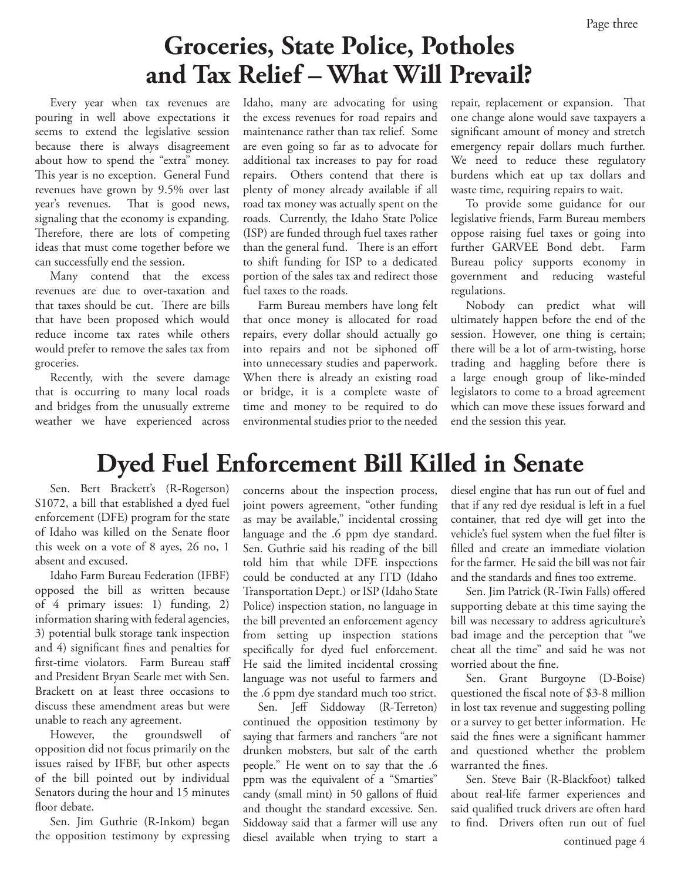# Groceries, State Police, Potholes and Tax Relief – What Will Prevail?

Every year when tax revenues are pouring in well above expectations it seems to extend the legislative session because there is always disagreement about how to spend the "extra" money. This year is no exception. General Fund revenues have grown by 9.5% over last year's revenues. That is good news, signaling that the economy is expanding. Therefore, there are lots of competing ideas that must come together before we can successfully end the session.

Many contend that the excess revenues are due to over-taxation and that taxes should be cut. There are bills that have been proposed which would reduce income tax rates while others would prefer to remove the sales tax from groceries.

Recently, with the severe damage that is occurring to many local roads and bridges from the unusually extreme weather we have experienced across Idaho, many are advocating for using the excess revenues for road repairs and maintenance rather than tax relief. Some are even going so far as to advocate for additional tax increases to pay for road repairs. Others contend that there is plenty of money already available if all road tax money was actually spent on the roads. Currently, the Idaho State Police (ISP) are funded through fuel taxes rather than the general fund. There is an effort to shift funding for ISP to a dedicated portion of the sales tax and redirect those fuel taxes to the roads.

Farm Bureau members have long felt that once money is allocated for road repairs, every dollar should actually go into repairs and not be siphoned off into unnecessary studies and paperwork. When there is already an existing road or bridge, it is a complete waste of time and money to be required to do environmental studies prior to the needed repair, replacement or expansion. That one change alone would save taxpayers a significant amount of money and stretch emergency repair dollars much further. We need to reduce these regulatory burdens which eat up tax dollars and waste time, requiring repairs to wait.

To provide some guidance for our legislative friends, Farm Bureau members oppose raising fuel taxes or going into further GARVEE Bond debt. Farm Bureau policy supports economy in government and reducing wasteful regulations.

Nobody can predict what will ultimately happen before the end of the session. However, one thing is certain; there will be a lot of arm-twisting, horse trading and haggling before there is a large enough group of like-minded legislators to come to a broad agreement which can move these issues forward and end the session this year.

# Dyed Fuel Enforcement Bill Killed in Senate

Sen. Bert Brackett's (R-Rogerson) S1072, a bill that established a dyed fuel enforcement (DFE) program for the state of Idaho was killed on the Senate floor this week on a vote of 8 ayes, 26 no, 1 absent and excused.

Idaho Farm Bureau Federation (IFBF) opposed the bill as written because of 4 primary issues: 1) funding, 2) information sharing with federal agencies, 3) potential bulk storage tank inspection and 4) significant fines and penalties for first-time violators. Farm Bureau staff and President Bryan Searle met with Sen. Brackett on at least three occasions to discuss these amendment areas but were unable to reach any agreement.

However, the groundswell of opposition did not focus primarily on the issues raised by IFBF, but other aspects of the bill pointed out by individual Senators during the hour and 15 minutes floor debate.

Sen. Jim Guthrie (R-Inkom) began the opposition testimony by expressing concerns about the inspection process, joint powers agreement, "other funding as may be available," incidental crossing language and the .6 ppm dye standard. Sen. Guthrie said his reading of the bill told him that while DFE inspections could be conducted at any ITD (Idaho Transportation Dept.) or ISP (Idaho State Police) inspection station, no language in the bill prevented an enforcement agency from setting up inspection stations specifically for dyed fuel enforcement. He said the limited incidental crossing language was not useful to farmers and the .6 ppm dye standard much too strict.

Sen. Jeff Siddoway (R-Terreton) continued the opposition testimony by saying that farmers and ranchers "are not drunken mobsters, but salt of the earth people." He went on to say that the .6 ppm was the equivalent of a "Smarties" candy (small mint) in 50 gallons of fluid and thought the standard excessive. Sen. Siddoway said that a farmer will use any diesel available when trying to start a diesel engine that has run out of fuel and that if any red dye residual is left in a fuel container, that red dye will get into the vehicle's fuel system when the fuel filter is filled and create an immediate violation for the farmer. He said the bill was not fair and the standards and fines too extreme.

Sen. Jim Patrick (R-Twin Falls) offered supporting debate at this time saying the bill was necessary to address agriculture's bad image and the perception that "we cheat all the time" and said he was not worried about the fine.

Sen. Grant Burgoyne (D-Boise) questioned the fiscal note of $3-8 million in lost tax revenue and suggesting polling or a survey to get better information. He said the fines were a significant hammer and questioned whether the problem warranted the fines.

Sen. Steve Bair (R-Blackfoot) talked about real-life farmer experiences and said qualified truck drivers are often hard to find. Drivers often run out of fuel

continued page 4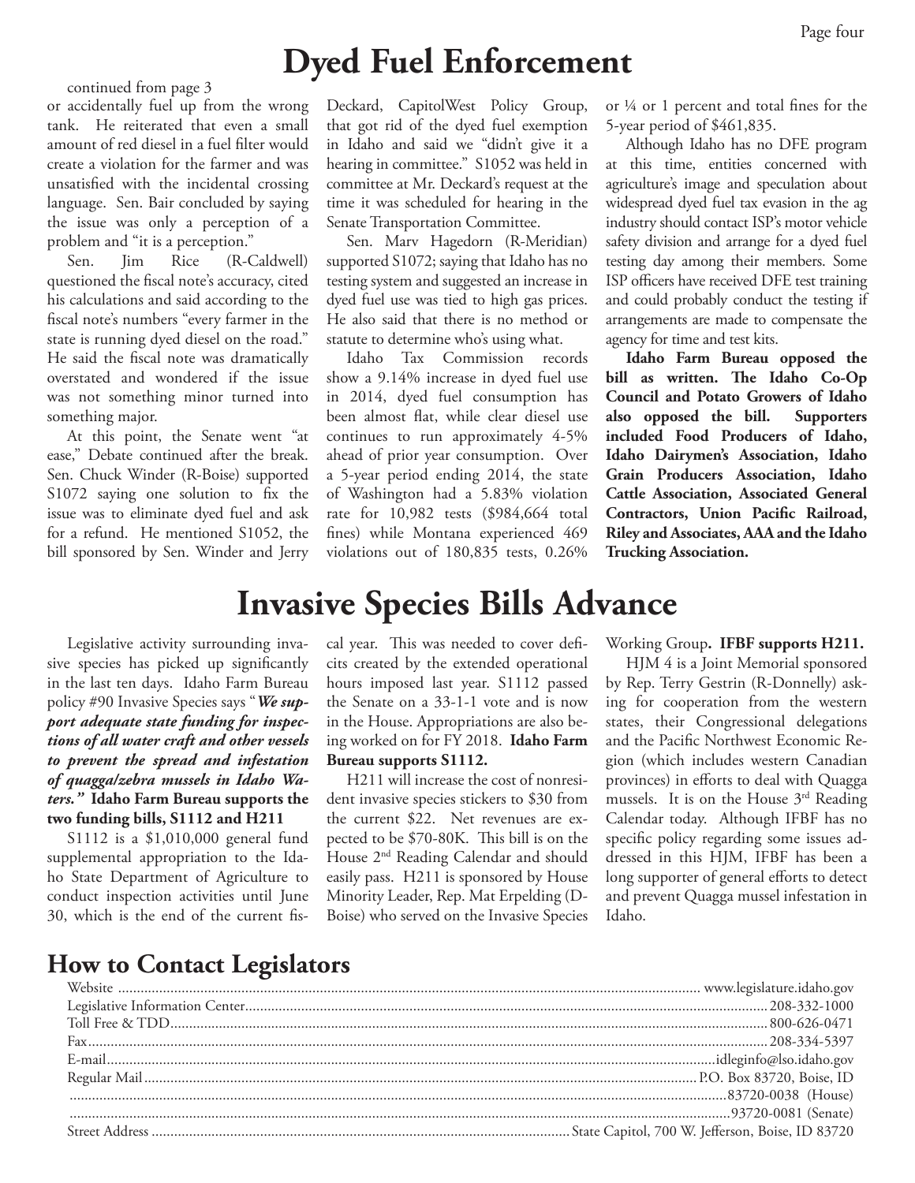# Dyed Fuel Enforcement

continued from page 3

or accidentally fuel up from the wrong tank. He reiterated that even a small amount of red diesel in a fuel filter would create a violation for the farmer and was unsatisfied with the incidental crossing language. Sen. Bair concluded by saying the issue was only a perception of a problem and "it is a perception."

Sen. Jim Rice (R-Caldwell) questioned the fiscal note's accuracy, cited his calculations and said according to the fiscal note's numbers "every farmer in the state is running dyed diesel on the road." He said the fiscal note was dramatically overstated and wondered if the issue was not something minor turned into something major.

At this point, the Senate went "at ease," Debate continued after the break. Sen. Chuck Winder (R-Boise) supported S1072 saying one solution to fix the issue was to eliminate dyed fuel and ask for a refund. He mentioned S1052, the bill sponsored by Sen. Winder and Jerry Deckard, CapitolWest Policy Group, that got rid of the dyed fuel exemption in Idaho and said we "didn't give it a hearing in committee." S1052 was held in committee at Mr. Deckard's request at the time it was scheduled for hearing in the Senate Transportation Committee.

Sen. Marv Hagedorn (R-Meridian) supported S1072; saying that Idaho has no testing system and suggested an increase in dyed fuel use was tied to high gas prices. He also said that there is no method or statute to determine who's using what.

Idaho Tax Commission records show a 9.14% increase in dyed fuel use in 2014, dyed fuel consumption has been almost flat, while clear diesel use continues to run approximately 4-5% ahead of prior year consumption. Over a 5-year period ending 2014, the state of Washington had a 5.83% violation rate for 10,982 tests ($984,664 total fines) while Montana experienced 469 violations out of 180,835 tests, 0.26% or ¼ or 1 percent and total fines for the 5-year period of $461,835.

Although Idaho has no DFE program at this time, entities concerned with agriculture's image and speculation about widespread dyed fuel tax evasion in the ag industry should contact ISP's motor vehicle safety division and arrange for a dyed fuel testing day among their members. Some ISP officers have received DFE test training and could probably conduct the testing if arrangements are made to compensate the agency for time and test kits.

**Idaho Farm Bureau opposed the bill as written. The Idaho Co-Op Council and Potato Growers of Idaho also opposed the bill. Supporters included Food Producers of Idaho, Idaho Dairymen's Association, Idaho Grain Producers Association, Idaho Cattle Association, Associated General Contractors, Union Pacific Railroad, Riley and Associates, AAA and the Idaho Trucking Association.**

# Invasive Species Bills Advance

Legislative activity surrounding invasive species has picked up significantly in the last ten days. Idaho Farm Bureau policy #90 Invasive Species says "***We support adequate state funding for inspections of all water craft and other vessels to prevent the spread and infestation of quagga/zebra mussels in Idaho Waters."*** **Idaho Farm Bureau supports the two funding bills, S1112 and H211**

S1112 is a $1,010,000 general fund supplemental appropriation to the Idaho State Department of Agriculture to conduct inspection activities until June 30, which is the end of the current fiscal year. This was needed to cover deficits created by the extended operational hours imposed last year. S1112 passed the Senate on a 33-1-1 vote and is now in the House. Appropriations are also being worked on for FY 2018. **Idaho Farm Bureau supports S1112.**

H211 will increase the cost of nonresident invasive species stickers to $30 from the current $22. Net revenues are expected to be $70-80K. This bill is on the House 2nd Reading Calendar and should easily pass. H211 is sponsored by House Minority Leader, Rep. Mat Erpelding (D-Boise) who served on the Invasive Species Working Group**. IFBF supports H211.**

HJM 4 is a Joint Memorial sponsored by Rep. Terry Gestrin (R-Donnelly) asking for cooperation from the western states, their Congressional delegations and the Pacific Northwest Economic Region (which includes western Canadian provinces) in efforts to deal with Quagga mussels. It is on the House 3rd Reading Calendar today. Although IFBF has no specific policy regarding some issues addressed in this HJM, IFBF has been a long supporter of general efforts to detect and prevent Quagga mussel infestation in Idaho.

## How to Contact Legislators

| | |
|---|---|
| Website | www.legislature.idaho.gov |
| Legislative Information Center | 208-332-1000 |
| Toll Free & TDD | 800-626-0471 |
| Fax | 208-334-5397 |
| E-mail | idleginfo@lso.idaho.gov |
| Regular Mail | P.O. Box 83720, Boise, ID |
| | 83720-0038 (House) |
| | 93720-0081 (Senate) |
| Street Address | State Capitol, 700 W. Jefferson, Boise, ID 83720 |